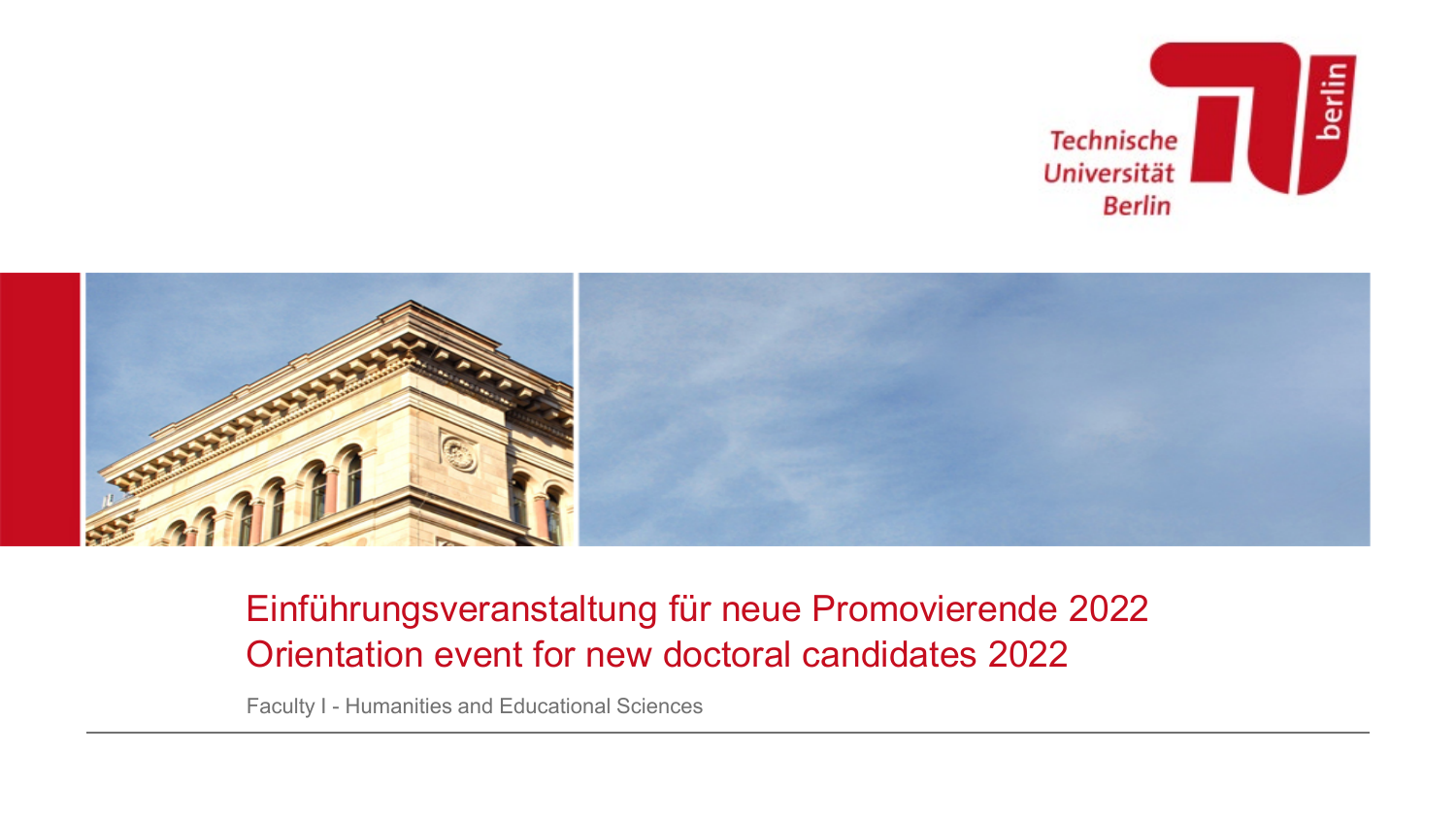Technische Universität Berlin

# Einführungsveranstaltung für neue Promovierende 2022
# Orientation event for new doctoral candidates 2022

Faculty I - Humanities and Educational Sciences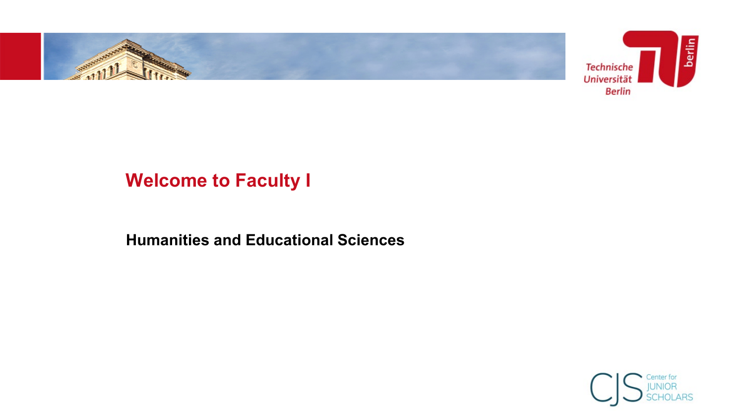# Welcome to Faculty I

**Humanities and Educational Sciences**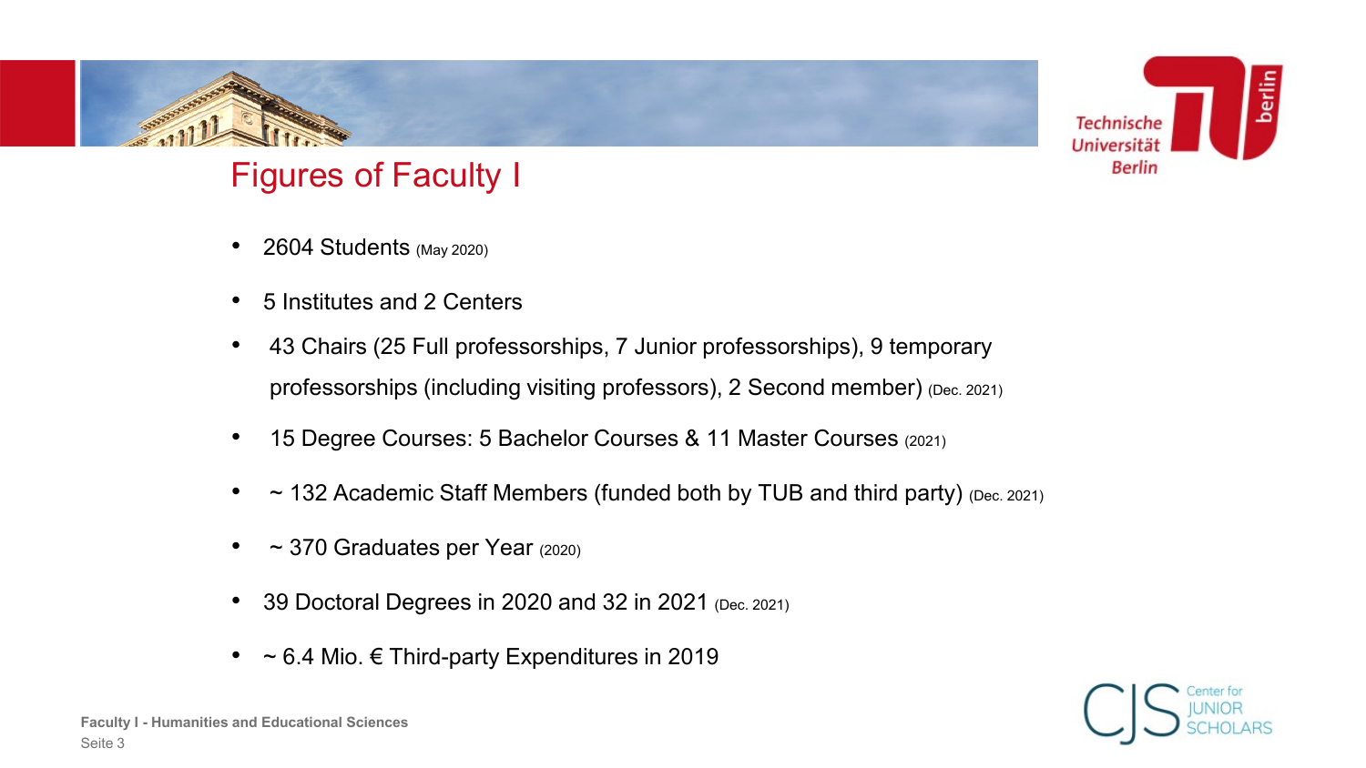# Figures of Faculty I

- 2604 Students (May 2020)
- 5 Institutes and 2 Centers
- 43 Chairs (25 Full professorships, 7 Junior professorships), 9 temporary professorships (including visiting professors), 2 Second member) (Dec. 2021)
- 15 Degree Courses: 5 Bachelor Courses & 11 Master Courses (2021)
- ~ 132 Academic Staff Members (funded both by TUB and third party) (Dec. 2021)
- ~ 370 Graduates per Year (2020)
- 39 Doctoral Degrees in 2020 and 32 in 2021 (Dec. 2021)
- ~ 6.4 Mio. € Third-party Expenditures in 2019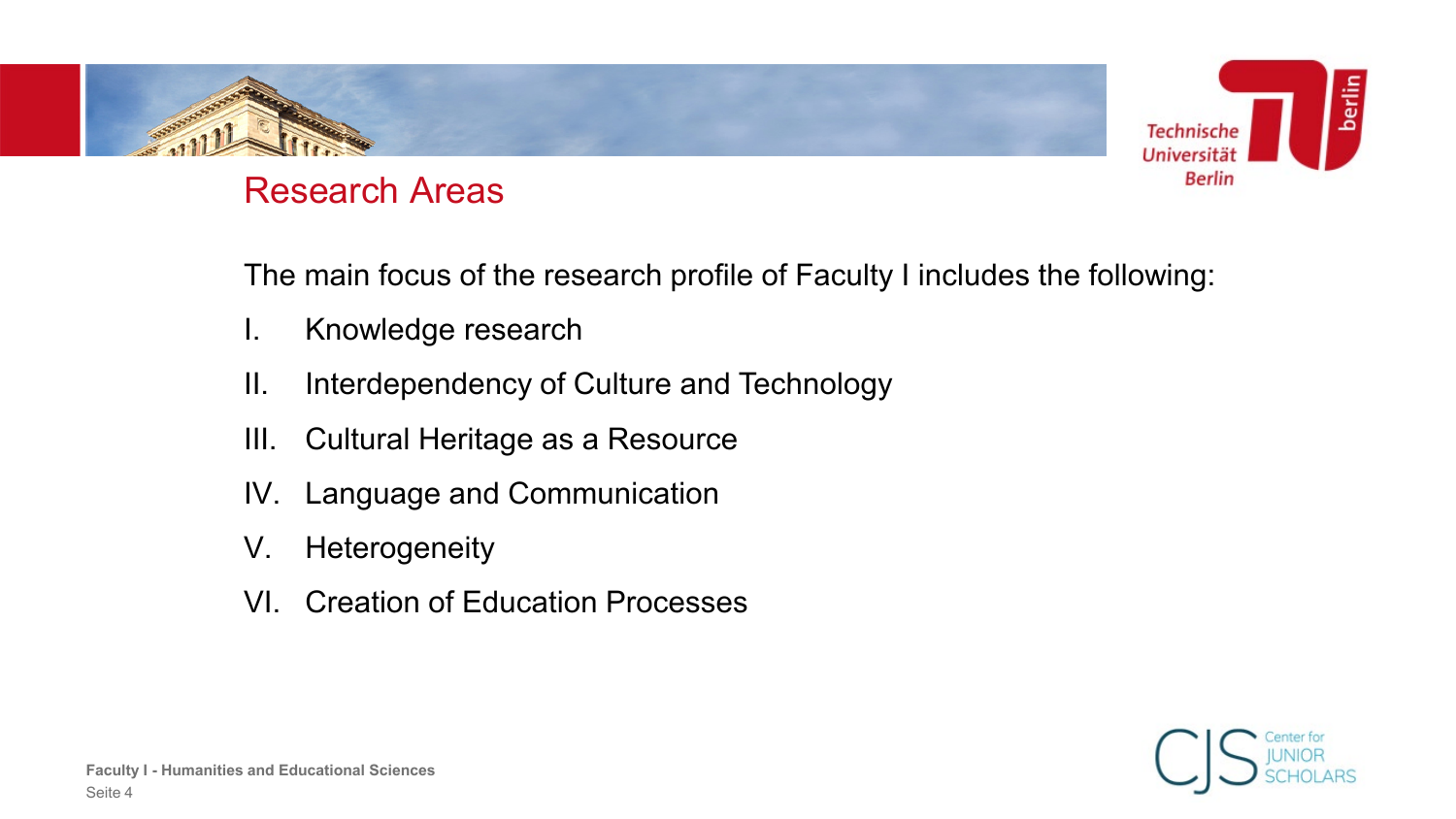## Research Areas

The main focus of the research profile of Faculty I includes the following:

I. Knowledge research
II. Interdependency of Culture and Technology
III. Cultural Heritage as a Resource
IV. Language and Communication
V. Heterogeneity
VI. Creation of Education Processes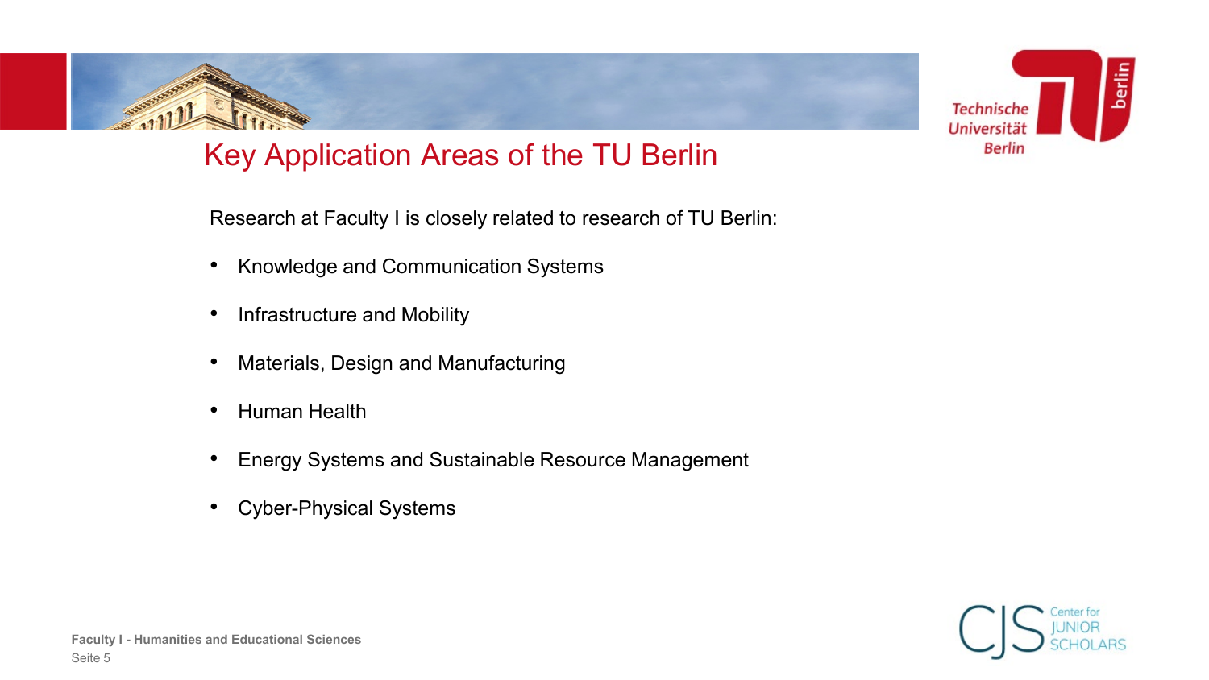# Key Application Areas of the TU Berlin

Research at Faculty I is closely related to research of TU Berlin:

- Knowledge and Communication Systems
- Infrastructure and Mobility
- Materials, Design and Manufacturing
- Human Health
- Energy Systems and Sustainable Resource Management
- Cyber-Physical Systems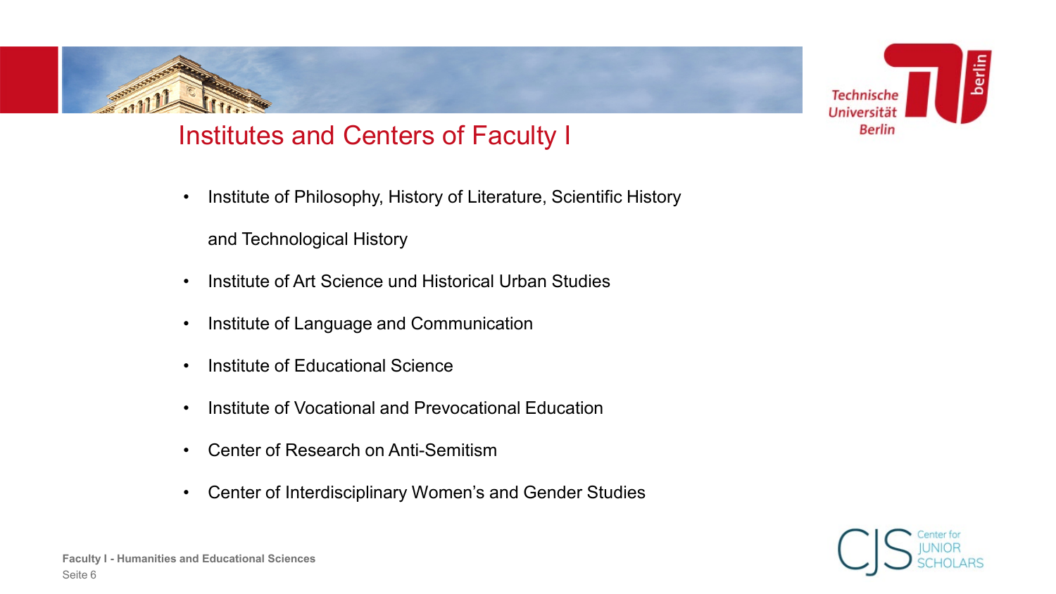# Institutes and Centers of Faculty I

- Institute of Philosophy, History of Literature, Scientific History and Technological History
- Institute of Art Science und Historical Urban Studies
- Institute of Language and Communication
- Institute of Educational Science
- Institute of Vocational and Prevocational Education
- Center of Research on Anti-Semitism
- Center of Interdisciplinary Women's and Gender Studies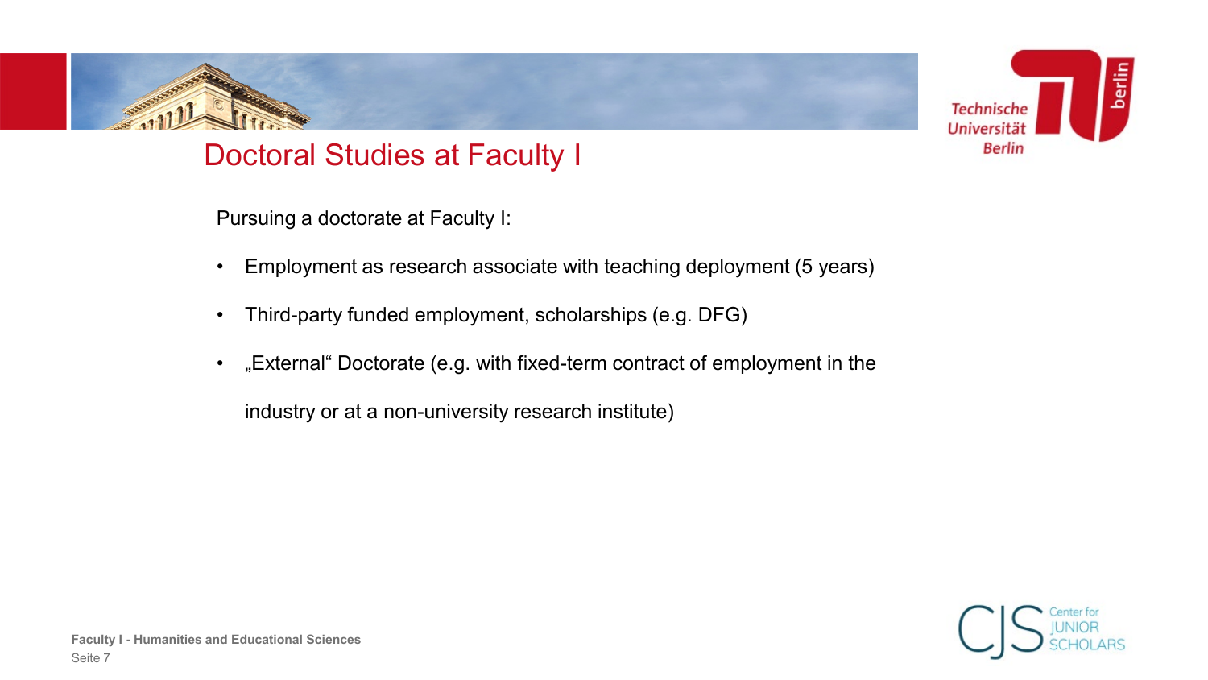# Doctoral Studies at Faculty I

Pursuing a doctorate at Faculty I:

- Employment as research associate with teaching deployment (5 years)
- Third-party funded employment, scholarships (e.g. DFG)
- „External" Doctorate (e.g. with fixed-term contract of employment in the industry or at a non-university research institute)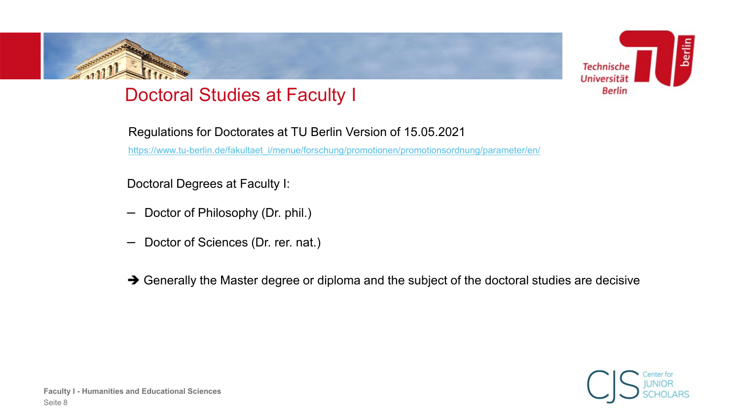# Doctoral Studies at Faculty I

Regulations for Doctorates at TU Berlin Version of 15.05.2021

https://www.tu-berlin.de/fakultaet_i/menue/forschung/promotionen/promotionsordnung/parameter/en/

Doctoral Degrees at Faculty I:

- Doctor of Philosophy (Dr. phil.)
- Doctor of Sciences (Dr. rer. nat.)

➔ Generally the Master degree or diploma and the subject of the doctoral studies are decisive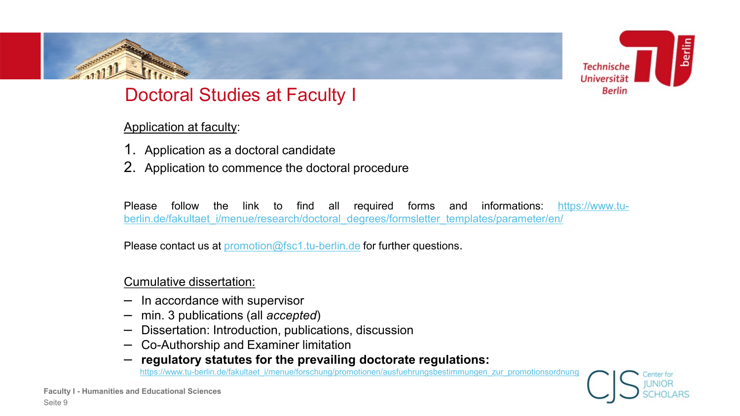# Doctoral Studies at Faculty I

Application at faculty:

1. Application as a doctoral candidate
2. Application to commence the doctoral procedure

Please follow the link to find all required forms and informations: https://www.tu-berlin.de/fakultaet_i/menue/research/doctoral_degrees/formsletter_templates/parameter/en/

Please contact us at promotion@fsc1.tu-berlin.de for further questions.

Cumulative dissertation:

- In accordance with supervisor
- min. 3 publications (all *accepted*)
- Dissertation: Introduction, publications, discussion
- Co-Authorship and Examiner limitation
- **regulatory statutes for the prevailing doctorate regulations:** https://www.tu-berlin.de/fakultaet_i/menue/forschung/promotionen/ausfuehrungsbestimmungen_zur_promotionsordnung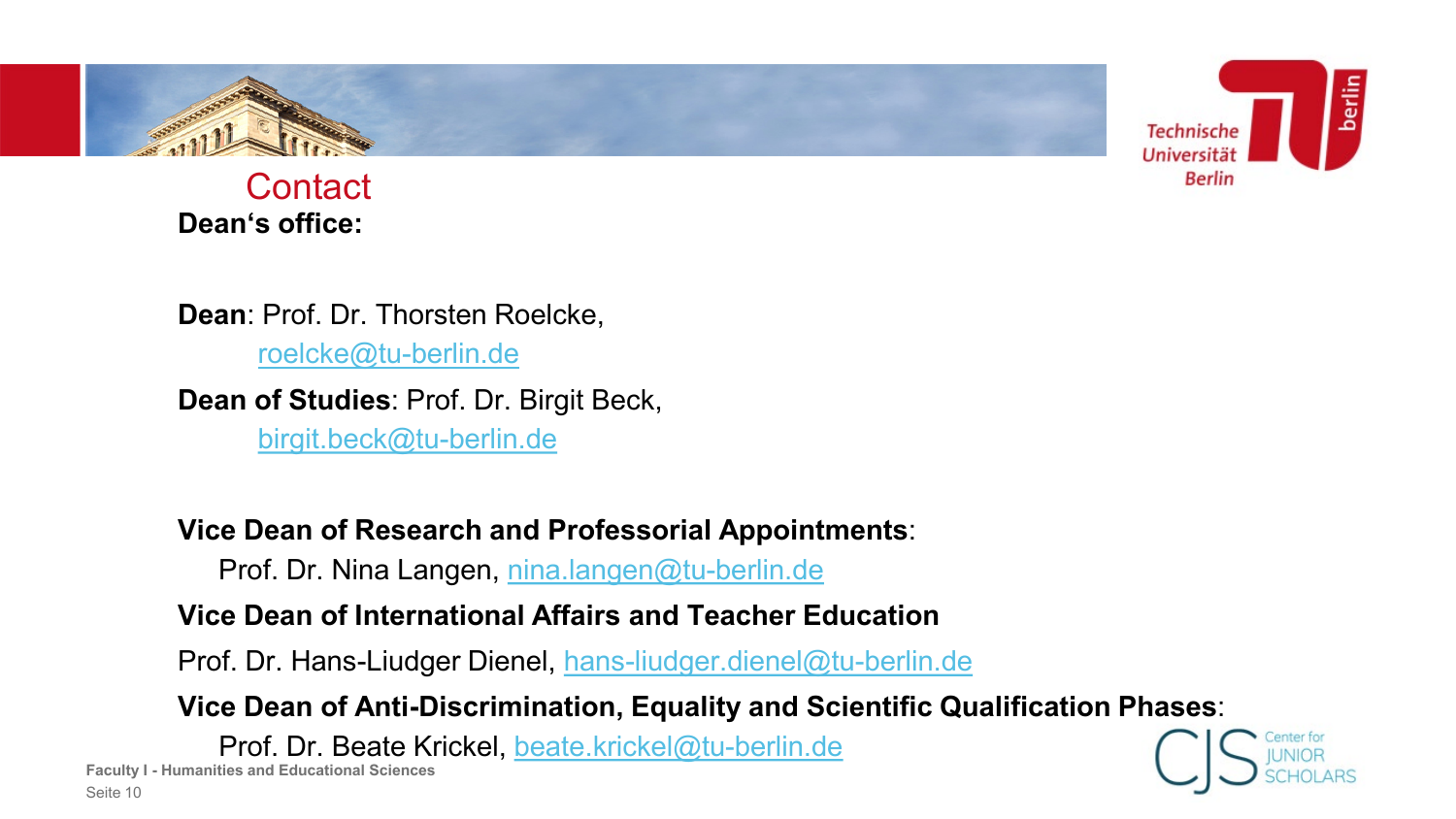# Contact

**Dean‘s office:**

**Dean**: Prof. Dr. Thorsten Roelcke,
roelcke@tu-berlin.de

**Dean of Studies**: Prof. Dr. Birgit Beck,
birgit.beck@tu-berlin.de

**Vice Dean of Research and Professorial Appointments**:
Prof. Dr. Nina Langen, nina.langen@tu-berlin.de

**Vice Dean of International Affairs and Teacher Education**
Prof. Dr. Hans-Liudger Dienel, hans-liudger.dienel@tu-berlin.de

**Vice Dean of Anti-Discrimination, Equality and Scientific Qualification Phases**:
Prof. Dr. Beate Krickel, beate.krickel@tu-berlin.de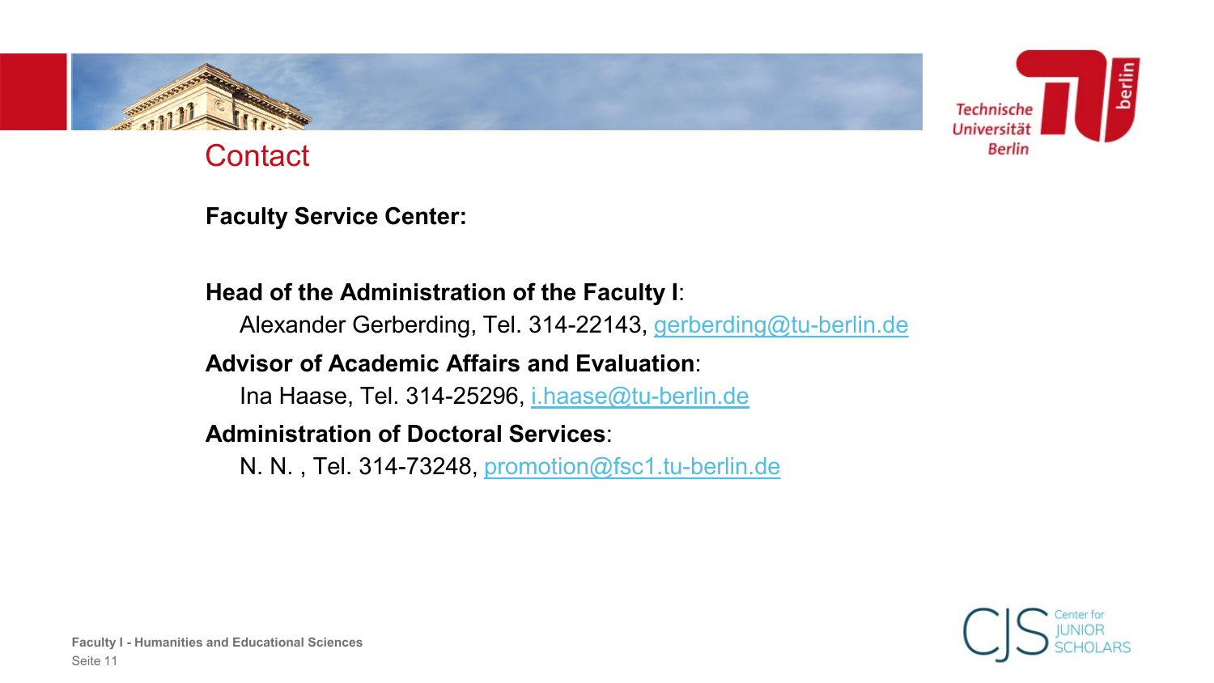# Contact

**Faculty Service Center:**

**Head of the Administration of the Faculty I**:

Alexander Gerberding, Tel. 314-22143, gerberding@tu-berlin.de

**Advisor of Academic Affairs and Evaluation**:

Ina Haase, Tel. 314-25296, i.haase@tu-berlin.de

**Administration of Doctoral Services**:

N. N. , Tel. 314-73248, promotion@fsc1.tu-berlin.de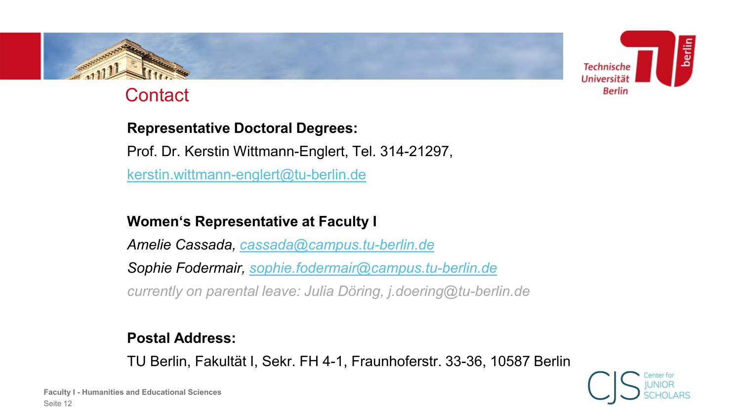# Contact

**Representative Doctoral Degrees:**

Prof. Dr. Kerstin Wittmann-Englert, Tel. 314-21297,

kerstin.wittmann-englert@tu-berlin.de

**Women‘s Representative at Faculty I**

*Amelie Cassada, cassada@campus.tu-berlin.de*

*Sophie Fodermair, sophie.fodermair@campus.tu-berlin.de*

*currently on parental leave: Julia Döring, j.doering@tu-berlin.de*

**Postal Address:**

TU Berlin, Fakultät I, Sekr. FH 4-1, Fraunhoferstr. 33-36, 10587 Berlin